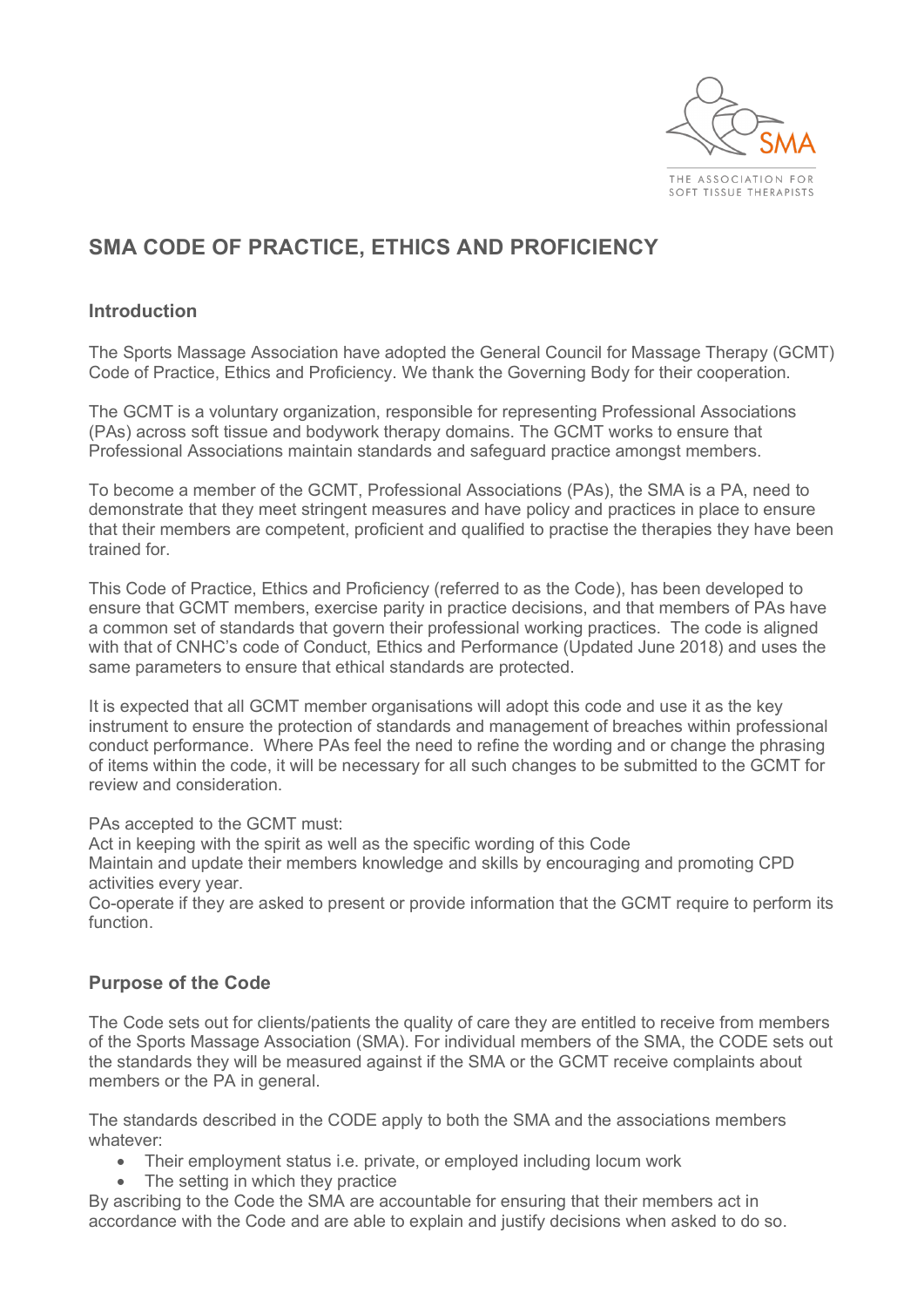# SMA CODE OF PRACTICE, ETHICS AND PROFICIENCY

## Introduction

The Sports Massage Association have adopted the General Council for Massage Therapy (GCMT) Code of Practice, Ethics and Proficiency. We thank the Governing Body for their cooperation.

The GCMT is a voluntary organization, responsible for representing Professional Associations (PAs) across soft tissue and bodywork therapy domains. The GCMT works to ensure that Professional Associations maintain standards and safeguard practice amongst members.

To become a member of the GCMT, Professional Associations (PAs), the SMA is a PA, need to demonstrate that they meet stringent measures and have policy and practices in place to ensure that their members are competent, proficient and qualified to practise the therapies they have been trained for.

This Code of Practice, Ethics and Proficiency (referred to as the Code), has been developed to ensure that GCMT members, exercise parity in practice decisions, and that members of PAs have a common set of standards that govern their professional working practices. The code is aligned with that of CNHC's code of Conduct, Ethics and Performance (Updated June 2018) and uses the same parameters to ensure that ethical standards are protected.

It is expected that all GCMT member organisations will adopt this code and use it as the key instrument to ensure the protection of standards and management of breaches within professional conduct performance. Where PAs feel the need to refine the wording and or change the phrasing of items within the code, it will be necessary for all such changes to be submitted to the GCMT for review and consideration.

PAs accepted to the GCMT must:
Act in keeping with the spirit as well as the specific wording of this Code
Maintain and update their members knowledge and skills by encouraging and promoting CPD activities every year.
Co-operate if they are asked to present or provide information that the GCMT require to perform its function.

## Purpose of the Code

The Code sets out for clients/patients the quality of care they are entitled to receive from members of the Sports Massage Association (SMA). For individual members of the SMA, the CODE sets out the standards they will be measured against if the SMA or the GCMT receive complaints about members or the PA in general.

The standards described in the CODE apply to both the SMA and the associations members whatever:

- Their employment status i.e. private, or employed including locum work
- The setting in which they practice

By ascribing to the Code the SMA are accountable for ensuring that their members act in accordance with the Code and are able to explain and justify decisions when asked to do so.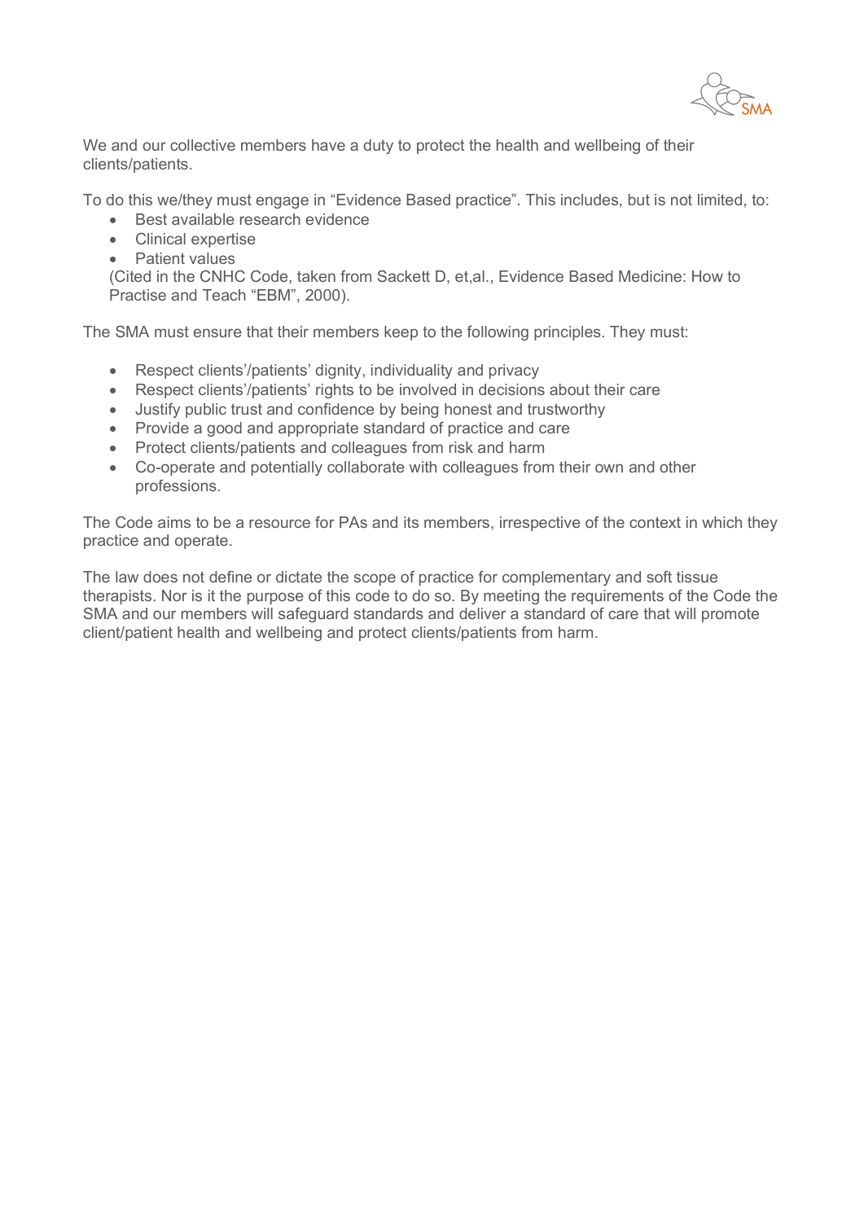We and our collective members have a duty to protect the health and wellbeing of their clients/patients.

To do this we/they must engage in "Evidence Based practice". This includes, but is not limited, to:

- Best available research evidence
- Clinical expertise
- Patient values

(Cited in the CNHC Code, taken from Sackett D, et,al., Evidence Based Medicine: How to Practise and Teach "EBM", 2000).

The SMA must ensure that their members keep to the following principles. They must:

- Respect clients'/patients' dignity, individuality and privacy
- Respect clients'/patients' rights to be involved in decisions about their care
- Justify public trust and confidence by being honest and trustworthy
- Provide a good and appropriate standard of practice and care
- Protect clients/patients and colleagues from risk and harm
- Co-operate and potentially collaborate with colleagues from their own and other professions.

The Code aims to be a resource for PAs and its members, irrespective of the context in which they practice and operate.

The law does not define or dictate the scope of practice for complementary and soft tissue therapists. Nor is it the purpose of this code to do so. By meeting the requirements of the Code the SMA and our members will safeguard standards and deliver a standard of care that will promote client/patient health and wellbeing and protect clients/patients from harm.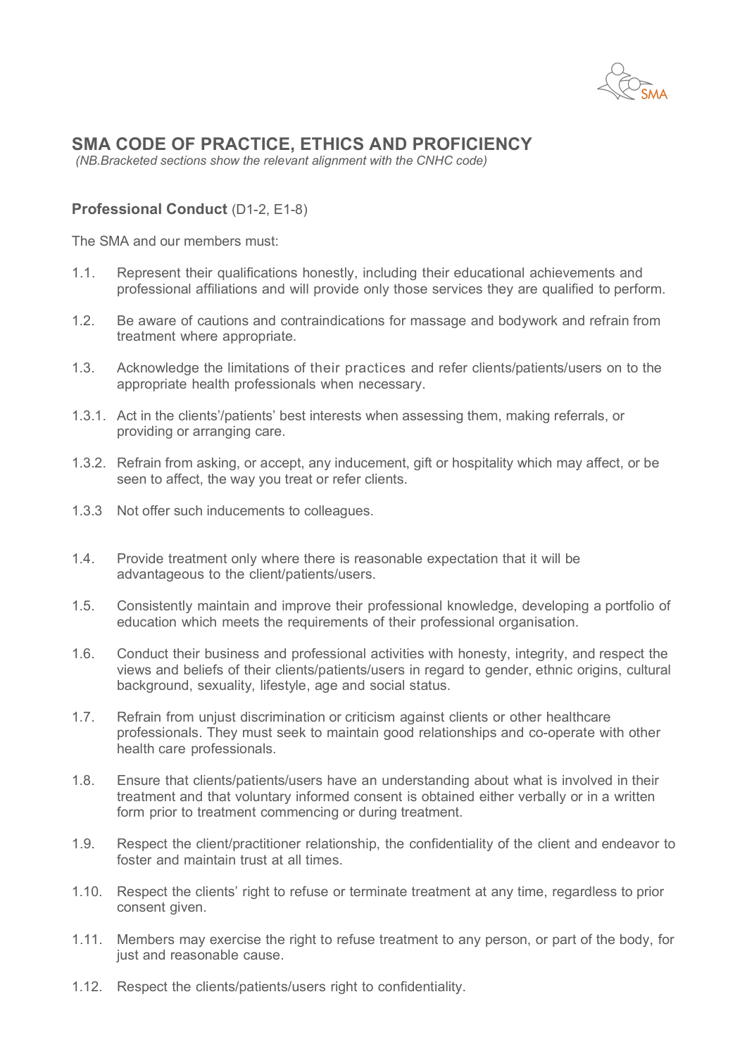# SMA CODE OF PRACTICE, ETHICS AND PROFICIENCY

*(NB.Bracketed sections show the relevant alignment with the CNHC code)*

## Professional Conduct (D1-2, E1-8)

The SMA and our members must:

1.1. Represent their qualifications honestly, including their educational achievements and professional affiliations and will provide only those services they are qualified to perform.

1.2. Be aware of cautions and contraindications for massage and bodywork and refrain from treatment where appropriate.

1.3. Acknowledge the limitations of their practices and refer clients/patients/users on to the appropriate health professionals when necessary.

1.3.1. Act in the clients'/patients' best interests when assessing them, making referrals, or providing or arranging care.

1.3.2. Refrain from asking, or accept, any inducement, gift or hospitality which may affect, or be seen to affect, the way you treat or refer clients.

1.3.3 Not offer such inducements to colleagues.

1.4. Provide treatment only where there is reasonable expectation that it will be advantageous to the client/patients/users.

1.5. Consistently maintain and improve their professional knowledge, developing a portfolio of education which meets the requirements of their professional organisation.

1.6. Conduct their business and professional activities with honesty, integrity, and respect the views and beliefs of their clients/patients/users in regard to gender, ethnic origins, cultural background, sexuality, lifestyle, age and social status.

1.7. Refrain from unjust discrimination or criticism against clients or other healthcare professionals. They must seek to maintain good relationships and co-operate with other health care professionals.

1.8. Ensure that clients/patients/users have an understanding about what is involved in their treatment and that voluntary informed consent is obtained either verbally or in a written form prior to treatment commencing or during treatment.

1.9. Respect the client/practitioner relationship, the confidentiality of the client and endeavor to foster and maintain trust at all times.

1.10. Respect the clients' right to refuse or terminate treatment at any time, regardless to prior consent given.

1.11. Members may exercise the right to refuse treatment to any person, or part of the body, for just and reasonable cause.

1.12. Respect the clients/patients/users right to confidentiality.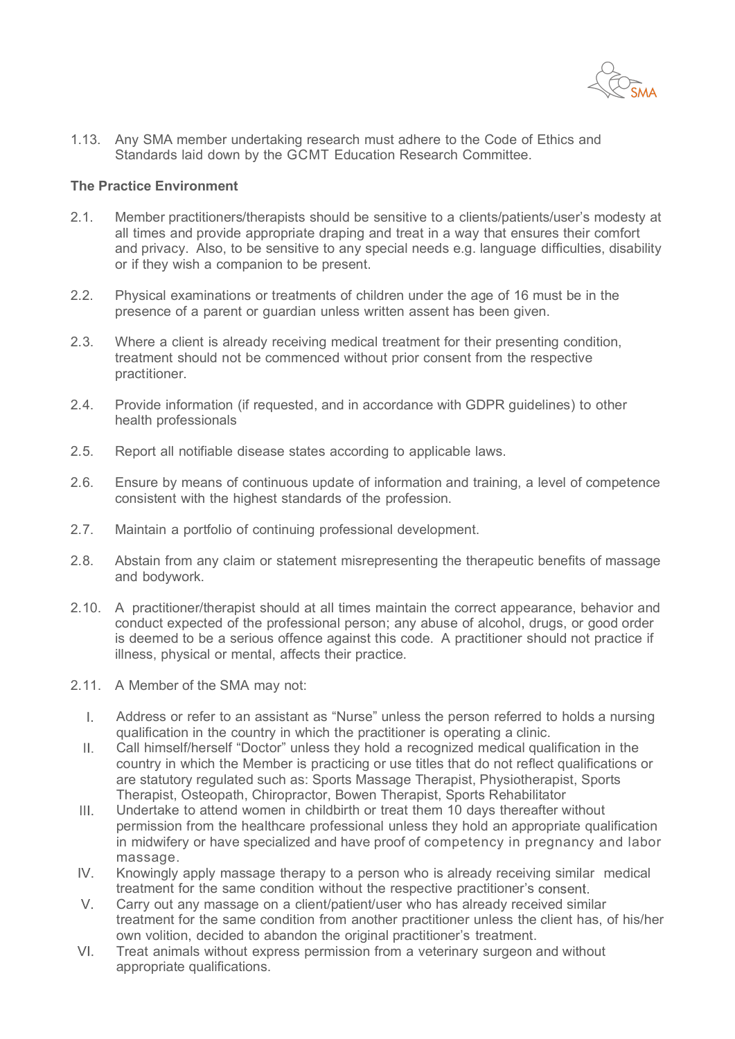1.13. Any SMA member undertaking research must adhere to the Code of Ethics and Standards laid down by the GCMT Education Research Committee.

**The Practice Environment**

2.1. Member practitioners/therapists should be sensitive to a clients/patients/user's modesty at all times and provide appropriate draping and treat in a way that ensures their comfort and privacy. Also, to be sensitive to any special needs e.g. language difficulties, disability or if they wish a companion to be present.

2.2. Physical examinations or treatments of children under the age of 16 must be in the presence of a parent or guardian unless written assent has been given.

2.3. Where a client is already receiving medical treatment for their presenting condition, treatment should not be commenced without prior consent from the respective practitioner.

2.4. Provide information (if requested, and in accordance with GDPR guidelines) to other health professionals

2.5. Report all notifiable disease states according to applicable laws.

2.6. Ensure by means of continuous update of information and training, a level of competence consistent with the highest standards of the profession.

2.7. Maintain a portfolio of continuing professional development.

2.8. Abstain from any claim or statement misrepresenting the therapeutic benefits of massage and bodywork.

2.10. A practitioner/therapist should at all times maintain the correct appearance, behavior and conduct expected of the professional person; any abuse of alcohol, drugs, or good order is deemed to be a serious offence against this code. A practitioner should not practice if illness, physical or mental, affects their practice.

2.11. A Member of the SMA may not:

I. Address or refer to an assistant as "Nurse" unless the person referred to holds a nursing qualification in the country in which the practitioner is operating a clinic.

II. Call himself/herself "Doctor" unless they hold a recognized medical qualification in the country in which the Member is practicing or use titles that do not reflect qualifications or are statutory regulated such as: Sports Massage Therapist, Physiotherapist, Sports Therapist, Osteopath, Chiropractor, Bowen Therapist, Sports Rehabilitator

III. Undertake to attend women in childbirth or treat them 10 days thereafter without permission from the healthcare professional unless they hold an appropriate qualification in midwifery or have specialized and have proof of competency in pregnancy and labor massage.

IV. Knowingly apply massage therapy to a person who is already receiving similar medical treatment for the same condition without the respective practitioner's consent.

V. Carry out any massage on a client/patient/user who has already received similar treatment for the same condition from another practitioner unless the client has, of his/her own volition, decided to abandon the original practitioner's treatment.

VI. Treat animals without express permission from a veterinary surgeon and without appropriate qualifications.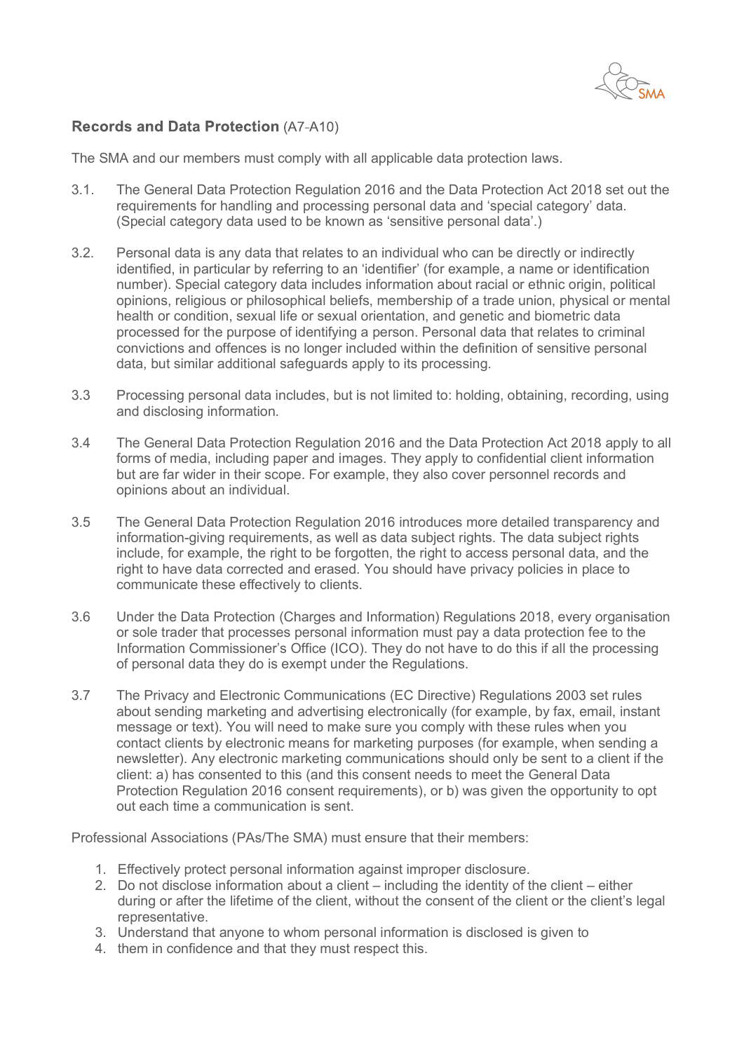## **Records and Data Protection** (A7-A10)

The SMA and our members must comply with all applicable data protection laws.

3.1. The General Data Protection Regulation 2016 and the Data Protection Act 2018 set out the requirements for handling and processing personal data and 'special category' data. (Special category data used to be known as 'sensitive personal data'.)

3.2. Personal data is any data that relates to an individual who can be directly or indirectly identified, in particular by referring to an 'identifier' (for example, a name or identification number). Special category data includes information about racial or ethnic origin, political opinions, religious or philosophical beliefs, membership of a trade union, physical or mental health or condition, sexual life or sexual orientation, and genetic and biometric data processed for the purpose of identifying a person. Personal data that relates to criminal convictions and offences is no longer included within the definition of sensitive personal data, but similar additional safeguards apply to its processing.

3.3 Processing personal data includes, but is not limited to: holding, obtaining, recording, using and disclosing information.

3.4 The General Data Protection Regulation 2016 and the Data Protection Act 2018 apply to all forms of media, including paper and images. They apply to confidential client information but are far wider in their scope. For example, they also cover personnel records and opinions about an individual.

3.5 The General Data Protection Regulation 2016 introduces more detailed transparency and information-giving requirements, as well as data subject rights. The data subject rights include, for example, the right to be forgotten, the right to access personal data, and the right to have data corrected and erased. You should have privacy policies in place to communicate these effectively to clients.

3.6 Under the Data Protection (Charges and Information) Regulations 2018, every organisation or sole trader that processes personal information must pay a data protection fee to the Information Commissioner's Office (ICO). They do not have to do this if all the processing of personal data they do is exempt under the Regulations.

3.7 The Privacy and Electronic Communications (EC Directive) Regulations 2003 set rules about sending marketing and advertising electronically (for example, by fax, email, instant message or text). You will need to make sure you comply with these rules when you contact clients by electronic means for marketing purposes (for example, when sending a newsletter). Any electronic marketing communications should only be sent to a client if the client: a) has consented to this (and this consent needs to meet the General Data Protection Regulation 2016 consent requirements), or b) was given the opportunity to opt out each time a communication is sent.

Professional Associations (PAs/The SMA) must ensure that their members:

1. Effectively protect personal information against improper disclosure.
2. Do not disclose information about a client – including the identity of the client – either during or after the lifetime of the client, without the consent of the client or the client's legal representative.
3. Understand that anyone to whom personal information is disclosed is given to
4. them in confidence and that they must respect this.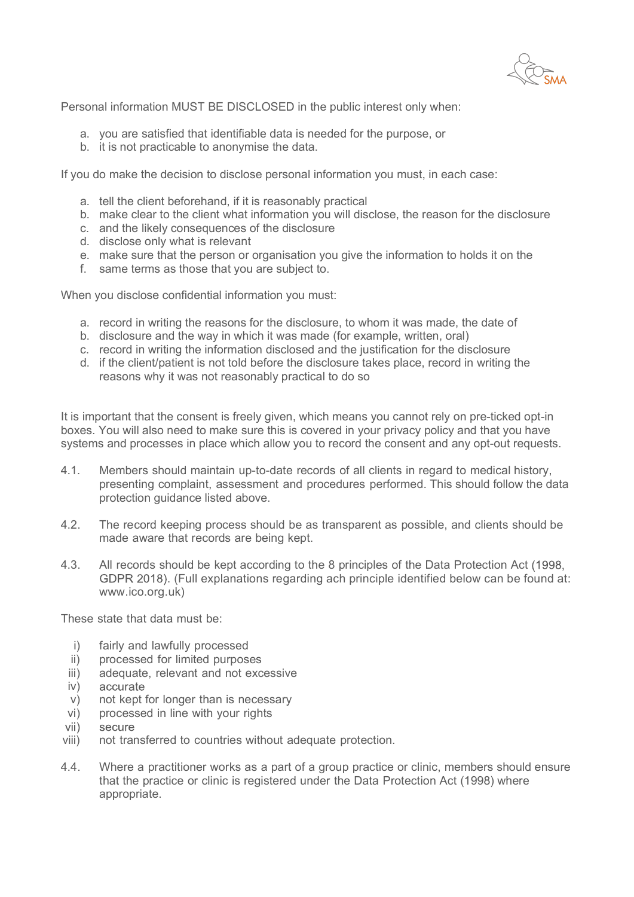Personal information MUST BE DISCLOSED in the public interest only when:

a. you are satisfied that identifiable data is needed for the purpose, or
b. it is not practicable to anonymise the data.

If you do make the decision to disclose personal information you must, in each case:

a. tell the client beforehand, if it is reasonably practical
b. make clear to the client what information you will disclose, the reason for the disclosure
c. and the likely consequences of the disclosure
d. disclose only what is relevant
e. make sure that the person or organisation you give the information to holds it on the
f. same terms as those that you are subject to.

When you disclose confidential information you must:

a. record in writing the reasons for the disclosure, to whom it was made, the date of
b. disclosure and the way in which it was made (for example, written, oral)
c. record in writing the information disclosed and the justification for the disclosure
d. if the client/patient is not told before the disclosure takes place, record in writing the reasons why it was not reasonably practical to do so

It is important that the consent is freely given, which means you cannot rely on pre-ticked opt-in boxes. You will also need to make sure this is covered in your privacy policy and that you have systems and processes in place which allow you to record the consent and any opt-out requests.

4.1. Members should maintain up-to-date records of all clients in regard to medical history, presenting complaint, assessment and procedures performed. This should follow the data protection guidance listed above.

4.2. The record keeping process should be as transparent as possible, and clients should be made aware that records are being kept.

4.3. All records should be kept according to the 8 principles of the Data Protection Act (1998, GDPR 2018). (Full explanations regarding ach principle identified below can be found at: www.ico.org.uk)

These state that data must be:

i) fairly and lawfully processed
ii) processed for limited purposes
iii) adequate, relevant and not excessive
iv) accurate
v) not kept for longer than is necessary
vi) processed in line with your rights
vii) secure
viii) not transferred to countries without adequate protection.

4.4. Where a practitioner works as a part of a group practice or clinic, members should ensure that the practice or clinic is registered under the Data Protection Act (1998) where appropriate.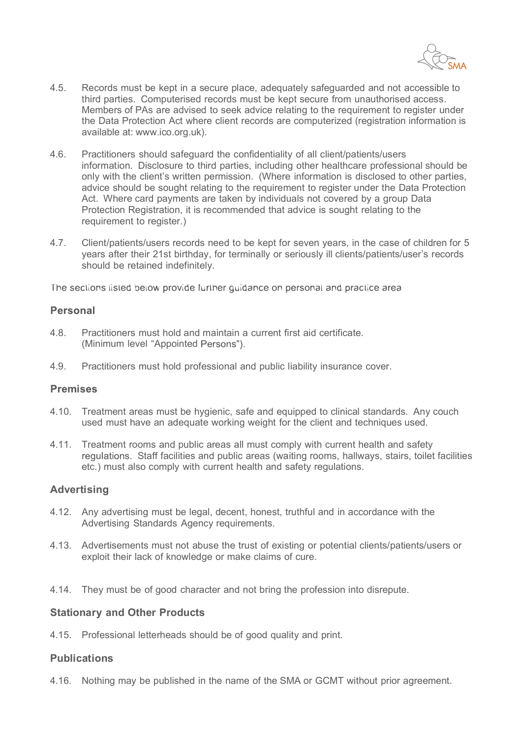4.5. Records must be kept in a secure place, adequately safeguarded and not accessible to third parties. Computerised records must be kept secure from unauthorised access. Members of PAs are advised to seek advice relating to the requirement to register under the Data Protection Act where client records are computerized (registration information is available at: www.ico.org.uk).

4.6. Practitioners should safeguard the confidentiality of all client/patients/users information. Disclosure to third parties, including other healthcare professional should be only with the client's written permission. (Where information is disclosed to other parties, advice should be sought relating to the requirement to register under the Data Protection Act. Where card payments are taken by individuals not covered by a group Data Protection Registration, it is recommended that advice is sought relating to the requirement to register.)

4.7. Client/patients/users records need to be kept for seven years, in the case of children for 5 years after their 21st birthday, for terminally or seriously ill clients/patients/user's records should be retained indefinitely.

The sections listed below provide further guidance on personal and practice area

### Personal

4.8. Practitioners must hold and maintain a current first aid certificate. (Minimum level "Appointed Persons").

4.9. Practitioners must hold professional and public liability insurance cover.

### Premises

4.10. Treatment areas must be hygienic, safe and equipped to clinical standards. Any couch used must have an adequate working weight for the client and techniques used.

4.11. Treatment rooms and public areas all must comply with current health and safety regulations. Staff facilities and public areas (waiting rooms, hallways, stairs, toilet facilities etc.) must also comply with current health and safety regulations.

### Advertising

4.12. Any advertising must be legal, decent, honest, truthful and in accordance with the Advertising Standards Agency requirements.

4.13. Advertisements must not abuse the trust of existing or potential clients/patients/users or exploit their lack of knowledge or make claims of cure.

4.14. They must be of good character and not bring the profession into disrepute.

### Stationary and Other Products

4.15. Professional letterheads should be of good quality and print.

### Publications

4.16. Nothing may be published in the name of the SMA or GCMT without prior agreement.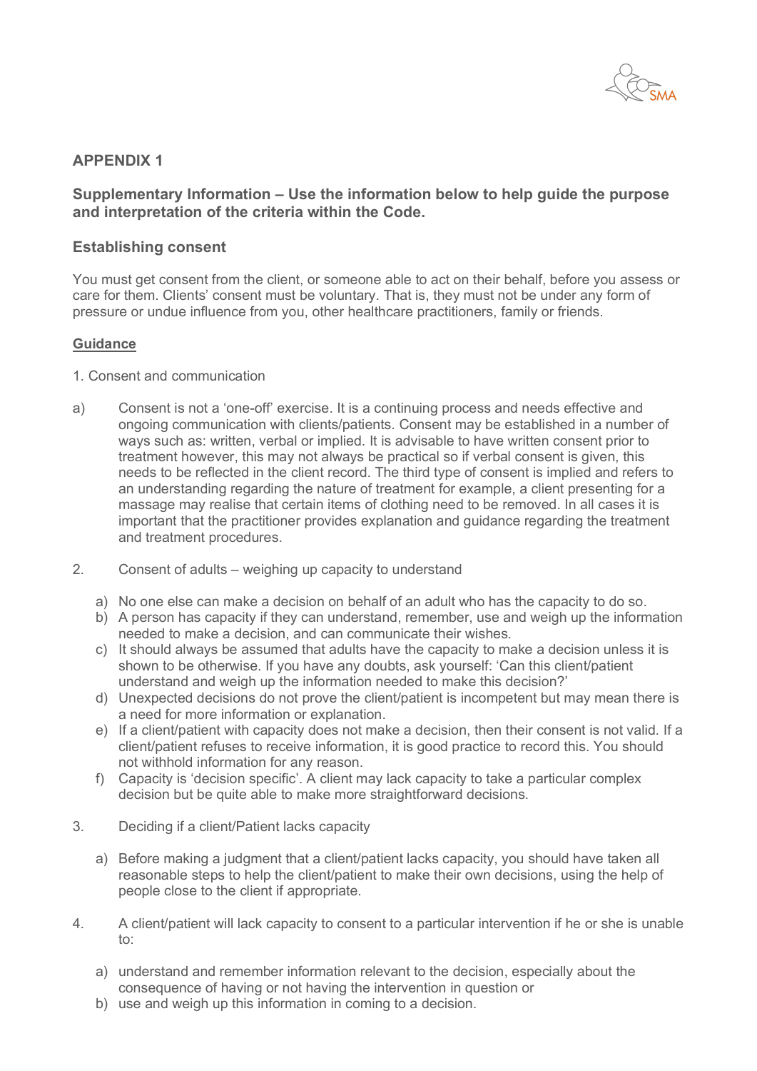## APPENDIX 1

### Supplementary Information – Use the information below to help guide the purpose and interpretation of the criteria within the Code.

### Establishing consent

You must get consent from the client, or someone able to act on their behalf, before you assess or care for them. Clients' consent must be voluntary. That is, they must not be under any form of pressure or undue influence from you, other healthcare practitioners, family or friends.

**Guidance**

1. Consent and communication

a) Consent is not a 'one-off' exercise. It is a continuing process and needs effective and ongoing communication with clients/patients. Consent may be established in a number of ways such as: written, verbal or implied. It is advisable to have written consent prior to treatment however, this may not always be practical so if verbal consent is given, this needs to be reflected in the client record. The third type of consent is implied and refers to an understanding regarding the nature of treatment for example, a client presenting for a massage may realise that certain items of clothing need to be removed. In all cases it is important that the practitioner provides explanation and guidance regarding the treatment and treatment procedures.

2. Consent of adults – weighing up capacity to understand

   a) No one else can make a decision on behalf of an adult who has the capacity to do so.
   b) A person has capacity if they can understand, remember, use and weigh up the information needed to make a decision, and can communicate their wishes.
   c) It should always be assumed that adults have the capacity to make a decision unless it is shown to be otherwise. If you have any doubts, ask yourself: 'Can this client/patient understand and weigh up the information needed to make this decision?'
   d) Unexpected decisions do not prove the client/patient is incompetent but may mean there is a need for more information or explanation.
   e) If a client/patient with capacity does not make a decision, then their consent is not valid. If a client/patient refuses to receive information, it is good practice to record this. You should not withhold information for any reason.
   f) Capacity is 'decision specific'. A client may lack capacity to take a particular complex decision but be quite able to make more straightforward decisions.

3. Deciding if a client/Patient lacks capacity

   a) Before making a judgment that a client/patient lacks capacity, you should have taken all reasonable steps to help the client/patient to make their own decisions, using the help of people close to the client if appropriate.

4. A client/patient will lack capacity to consent to a particular intervention if he or she is unable to:

   a) understand and remember information relevant to the decision, especially about the consequence of having or not having the intervention in question or
   b) use and weigh up this information in coming to a decision.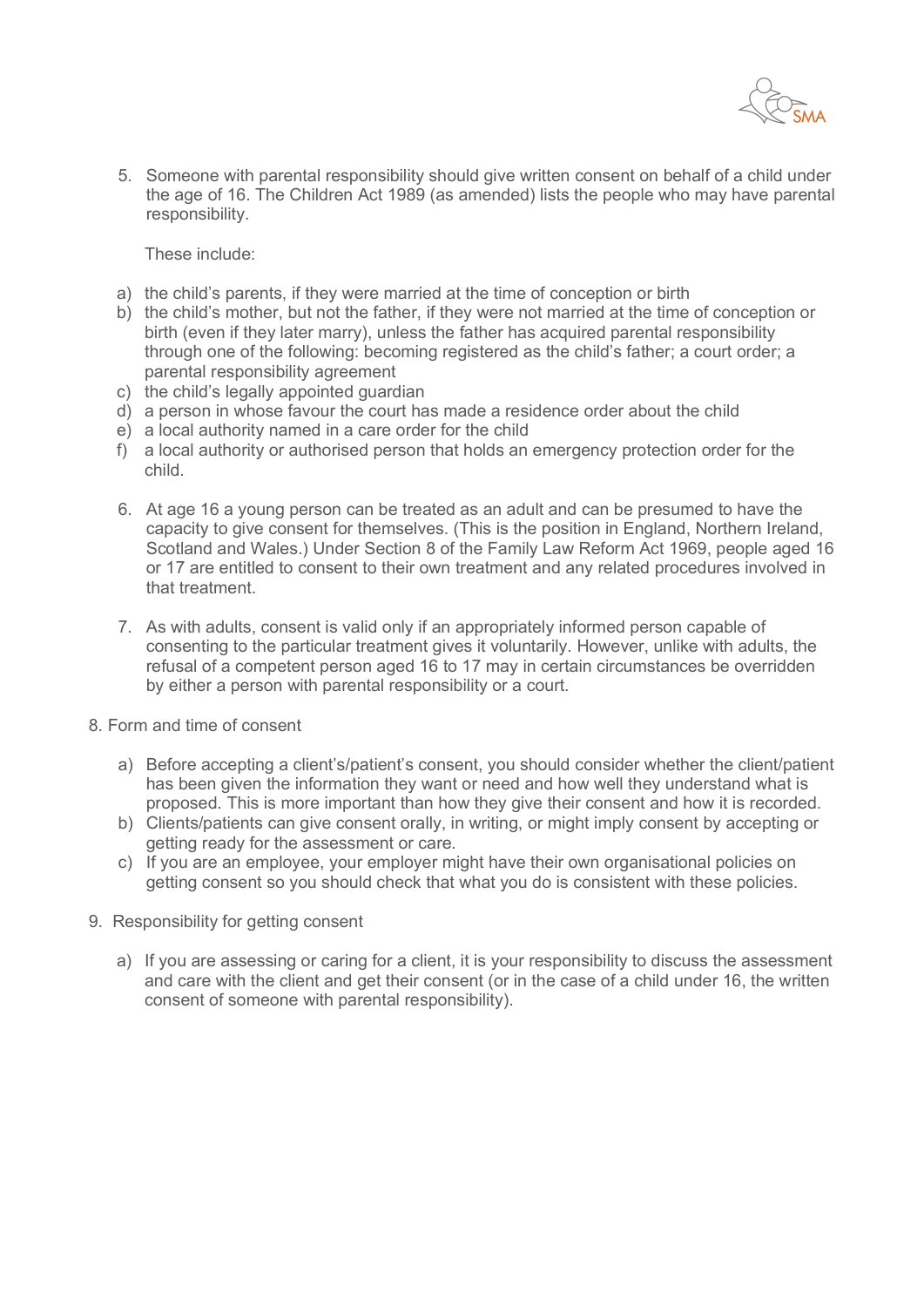5. Someone with parental responsibility should give written consent on behalf of a child under the age of 16. The Children Act 1989 (as amended) lists the people who may have parental responsibility.

   These include:

   a) the child's parents, if they were married at the time of conception or birth
   b) the child's mother, but not the father, if they were not married at the time of conception or birth (even if they later marry), unless the father has acquired parental responsibility through one of the following: becoming registered as the child's father; a court order; a parental responsibility agreement
   c) the child's legally appointed guardian
   d) a person in whose favour the court has made a residence order about the child
   e) a local authority named in a care order for the child
   f) a local authority or authorised person that holds an emergency protection order for the child.

6. At age 16 a young person can be treated as an adult and can be presumed to have the capacity to give consent for themselves. (This is the position in England, Northern Ireland, Scotland and Wales.) Under Section 8 of the Family Law Reform Act 1969, people aged 16 or 17 are entitled to consent to their own treatment and any related procedures involved in that treatment.

7. As with adults, consent is valid only if an appropriately informed person capable of consenting to the particular treatment gives it voluntarily. However, unlike with adults, the refusal of a competent person aged 16 to 17 may in certain circumstances be overridden by either a person with parental responsibility or a court.

8. Form and time of consent

   a) Before accepting a client's/patient's consent, you should consider whether the client/patient has been given the information they want or need and how well they understand what is proposed. This is more important than how they give their consent and how it is recorded.
   b) Clients/patients can give consent orally, in writing, or might imply consent by accepting or getting ready for the assessment or care.
   c) If you are an employee, your employer might have their own organisational policies on getting consent so you should check that what you do is consistent with these policies.

9. Responsibility for getting consent

   a) If you are assessing or caring for a client, it is your responsibility to discuss the assessment and care with the client and get their consent (or in the case of a child under 16, the written consent of someone with parental responsibility).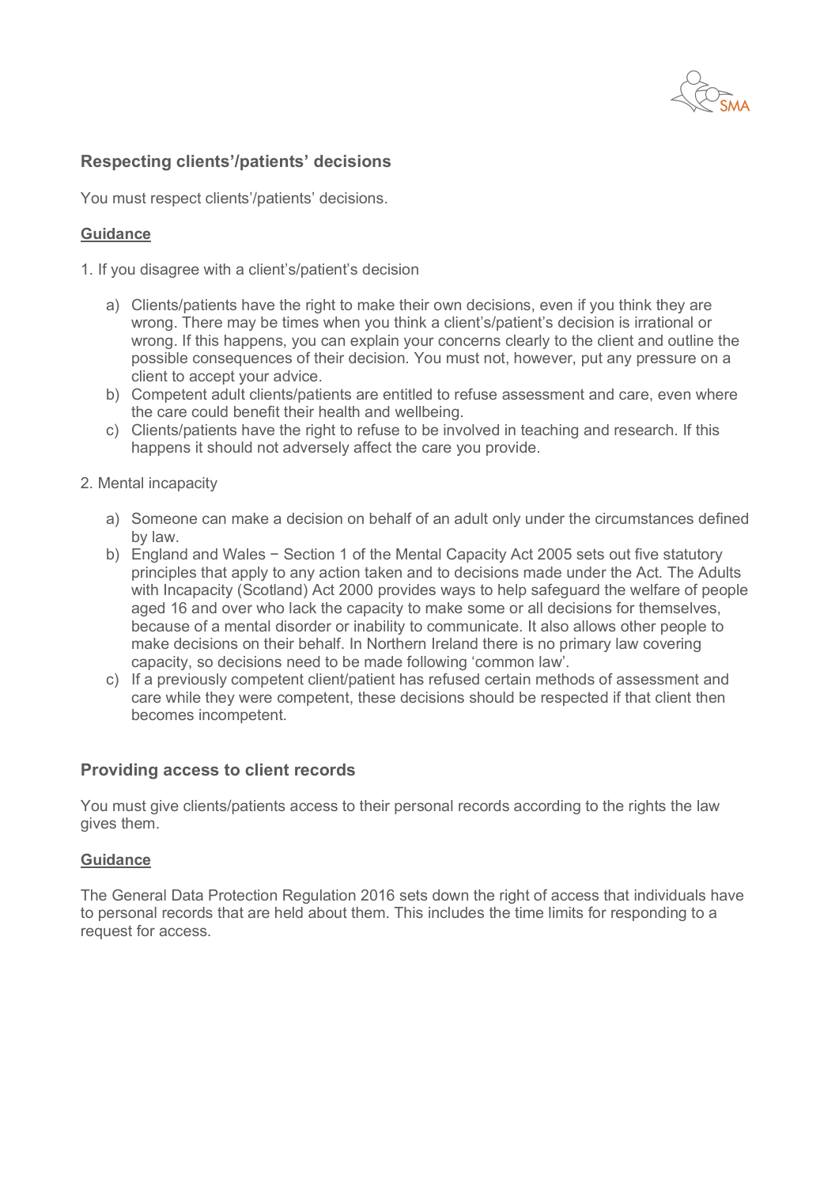## Respecting clients'/patients' decisions

You must respect clients'/patients' decisions.

**Guidance**

1. If you disagree with a client's/patient's decision

   a) Clients/patients have the right to make their own decisions, even if you think they are wrong. There may be times when you think a client's/patient's decision is irrational or wrong. If this happens, you can explain your concerns clearly to the client and outline the possible consequences of their decision. You must not, however, put any pressure on a client to accept your advice.
   
   b) Competent adult clients/patients are entitled to refuse assessment and care, even where the care could benefit their health and wellbeing.
   
   c) Clients/patients have the right to refuse to be involved in teaching and research. If this happens it should not adversely affect the care you provide.

2. Mental incapacity

   a) Someone can make a decision on behalf of an adult only under the circumstances defined by law.
   
   b) England and Wales − Section 1 of the Mental Capacity Act 2005 sets out five statutory principles that apply to any action taken and to decisions made under the Act. The Adults with Incapacity (Scotland) Act 2000 provides ways to help safeguard the welfare of people aged 16 and over who lack the capacity to make some or all decisions for themselves, because of a mental disorder or inability to communicate. It also allows other people to make decisions on their behalf. In Northern Ireland there is no primary law covering capacity, so decisions need to be made following 'common law'.
   
   c) If a previously competent client/patient has refused certain methods of assessment and care while they were competent, these decisions should be respected if that client then becomes incompetent.

## Providing access to client records

You must give clients/patients access to their personal records according to the rights the law gives them.

**Guidance**

The General Data Protection Regulation 2016 sets down the right of access that individuals have to personal records that are held about them. This includes the time limits for responding to a request for access.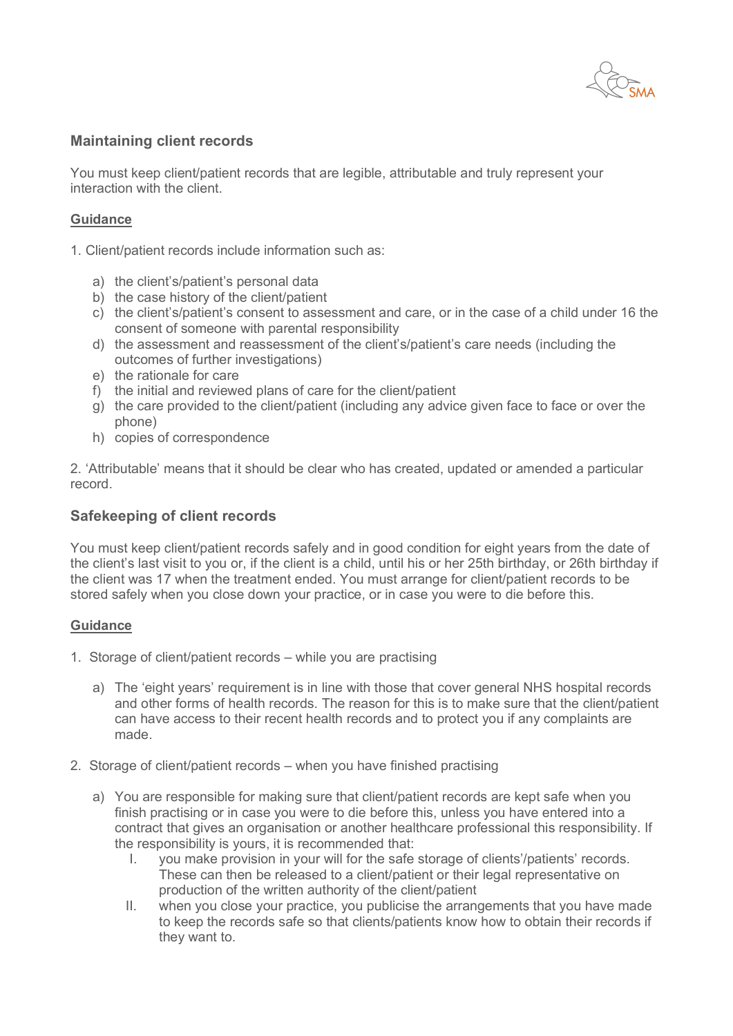## Maintaining client records

You must keep client/patient records that are legible, attributable and truly represent your interaction with the client.

**Guidance**

1. Client/patient records include information such as:

    a) the client's/patient's personal data
    b) the case history of the client/patient
    c) the client's/patient's consent to assessment and care, or in the case of a child under 16 the consent of someone with parental responsibility
    d) the assessment and reassessment of the client's/patient's care needs (including the outcomes of further investigations)
    e) the rationale for care
    f) the initial and reviewed plans of care for the client/patient
    g) the care provided to the client/patient (including any advice given face to face or over the phone)
    h) copies of correspondence

2. 'Attributable' means that it should be clear who has created, updated or amended a particular record.

## Safekeeping of client records

You must keep client/patient records safely and in good condition for eight years from the date of the client's last visit to you or, if the client is a child, until his or her 25th birthday, or 26th birthday if the client was 17 when the treatment ended. You must arrange for client/patient records to be stored safely when you close down your practice, or in case you were to die before this.

**Guidance**

1. Storage of client/patient records – while you are practising

    a) The 'eight years' requirement is in line with those that cover general NHS hospital records and other forms of health records. The reason for this is to make sure that the client/patient can have access to their recent health records and to protect you if any complaints are made.

2. Storage of client/patient records – when you have finished practising

    a) You are responsible for making sure that client/patient records are kept safe when you finish practising or in case you were to die before this, unless you have entered into a contract that gives an organisation or another healthcare professional this responsibility. If the responsibility is yours, it is recommended that:

        I. you make provision in your will for the safe storage of clients'/patients' records. These can then be released to a client/patient or their legal representative on production of the written authority of the client/patient
        II. when you close your practice, you publicise the arrangements that you have made to keep the records safe so that clients/patients know how to obtain their records if they want to.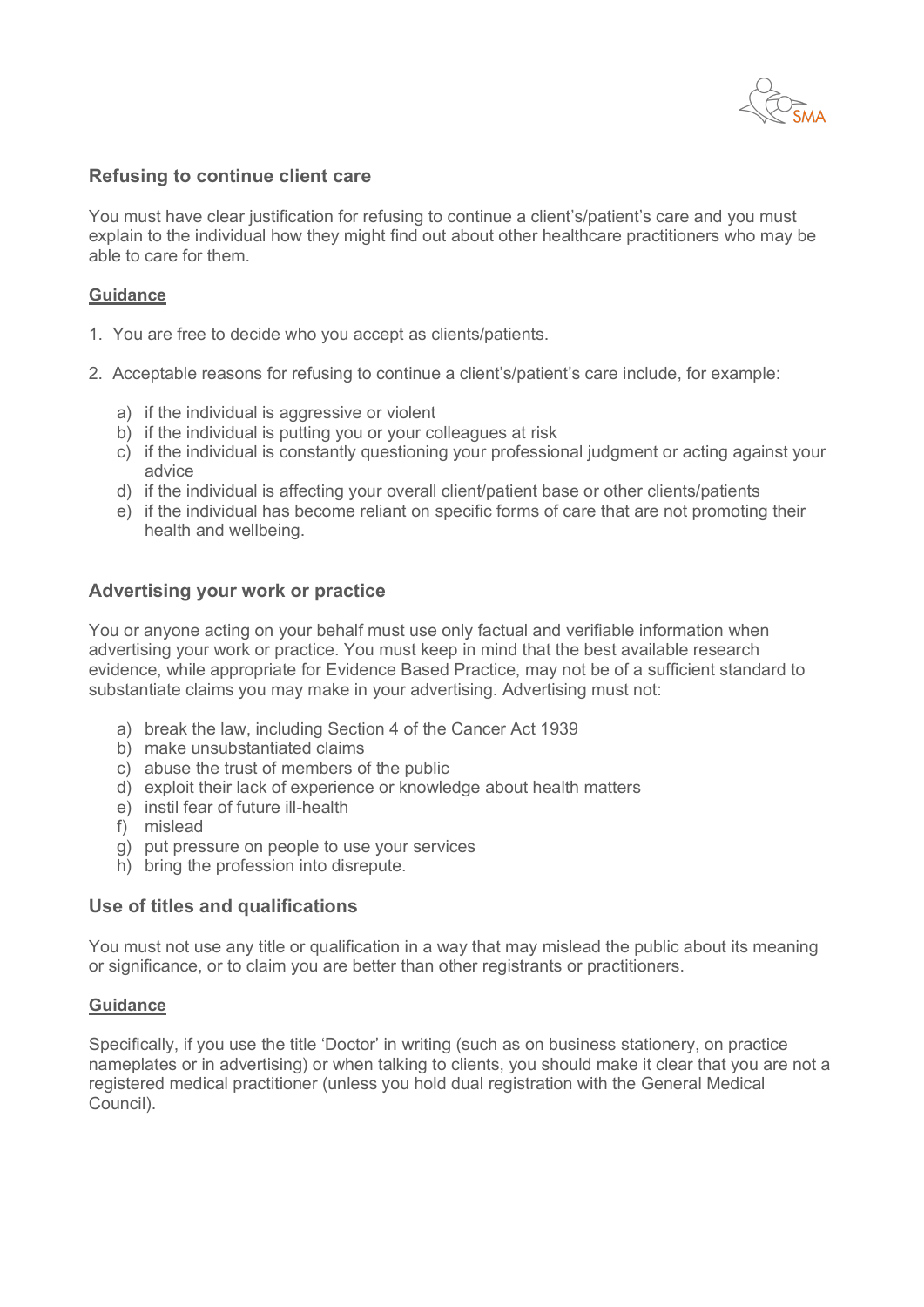## Refusing to continue client care

You must have clear justification for refusing to continue a client's/patient's care and you must explain to the individual how they might find out about other healthcare practitioners who may be able to care for them.

### Guidance

1. You are free to decide who you accept as clients/patients.

2. Acceptable reasons for refusing to continue a client's/patient's care include, for example:

   a) if the individual is aggressive or violent
   b) if the individual is putting you or your colleagues at risk
   c) if the individual is constantly questioning your professional judgment or acting against your advice
   d) if the individual is affecting your overall client/patient base or other clients/patients
   e) if the individual has become reliant on specific forms of care that are not promoting their health and wellbeing.

## Advertising your work or practice

You or anyone acting on your behalf must use only factual and verifiable information when advertising your work or practice. You must keep in mind that the best available research evidence, while appropriate for Evidence Based Practice, may not be of a sufficient standard to substantiate claims you may make in your advertising. Advertising must not:

a) break the law, including Section 4 of the Cancer Act 1939
b) make unsubstantiated claims
c) abuse the trust of members of the public
d) exploit their lack of experience or knowledge about health matters
e) instil fear of future ill-health
f) mislead
g) put pressure on people to use your services
h) bring the profession into disrepute.

## Use of titles and qualifications

You must not use any title or qualification in a way that may mislead the public about its meaning or significance, or to claim you are better than other registrants or practitioners.

### Guidance

Specifically, if you use the title 'Doctor' in writing (such as on business stationery, on practice nameplates or in advertising) or when talking to clients, you should make it clear that you are not a registered medical practitioner (unless you hold dual registration with the General Medical Council).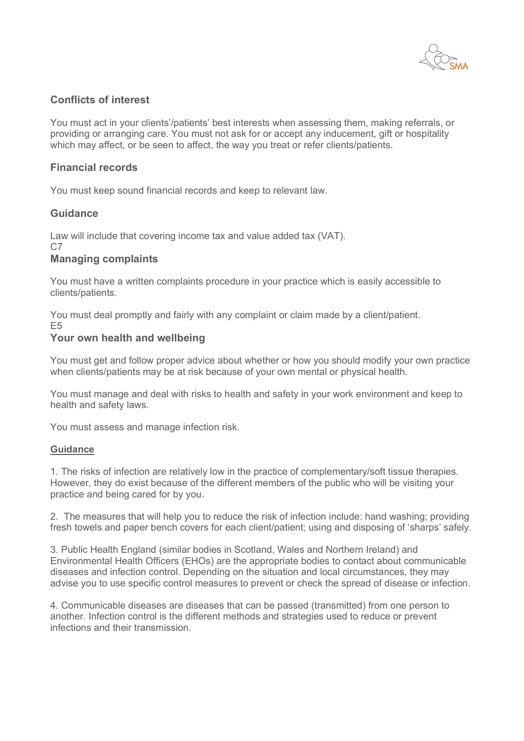### Conflicts of interest

You must act in your clients'/patients' best interests when assessing them, making referrals, or providing or arranging care. You must not ask for or accept any inducement, gift or hospitality which may affect, or be seen to affect, the way you treat or refer clients/patients.

### Financial records

You must keep sound financial records and keep to relevant law.

### Guidance

Law will include that covering income tax and value added tax (VAT).

C7

### Managing complaints

You must have a written complaints procedure in your practice which is easily accessible to clients/patients.

You must deal promptly and fairly with any complaint or claim made by a client/patient.

E5

### Your own health and wellbeing

You must get and follow proper advice about whether or how you should modify your own practice when clients/patients may be at risk because of your own mental or physical health.

You must manage and deal with risks to health and safety in your work environment and keep to health and safety laws.

You must assess and manage infection risk.

#### Guidance

1. The risks of infection are relatively low in the practice of complementary/soft tissue therapies. However, they do exist because of the different members of the public who will be visiting your practice and being cared for by you.

2. The measures that will help you to reduce the risk of infection include: hand washing; providing fresh towels and paper bench covers for each client/patient; using and disposing of 'sharps' safely.

3. Public Health England (similar bodies in Scotland, Wales and Northern Ireland) and Environmental Health Officers (EHOs) are the appropriate bodies to contact about communicable diseases and infection control. Depending on the situation and local circumstances, they may advise you to use specific control measures to prevent or check the spread of disease or infection.

4. Communicable diseases are diseases that can be passed (transmitted) from one person to another. Infection control is the different methods and strategies used to reduce or prevent infections and their transmission.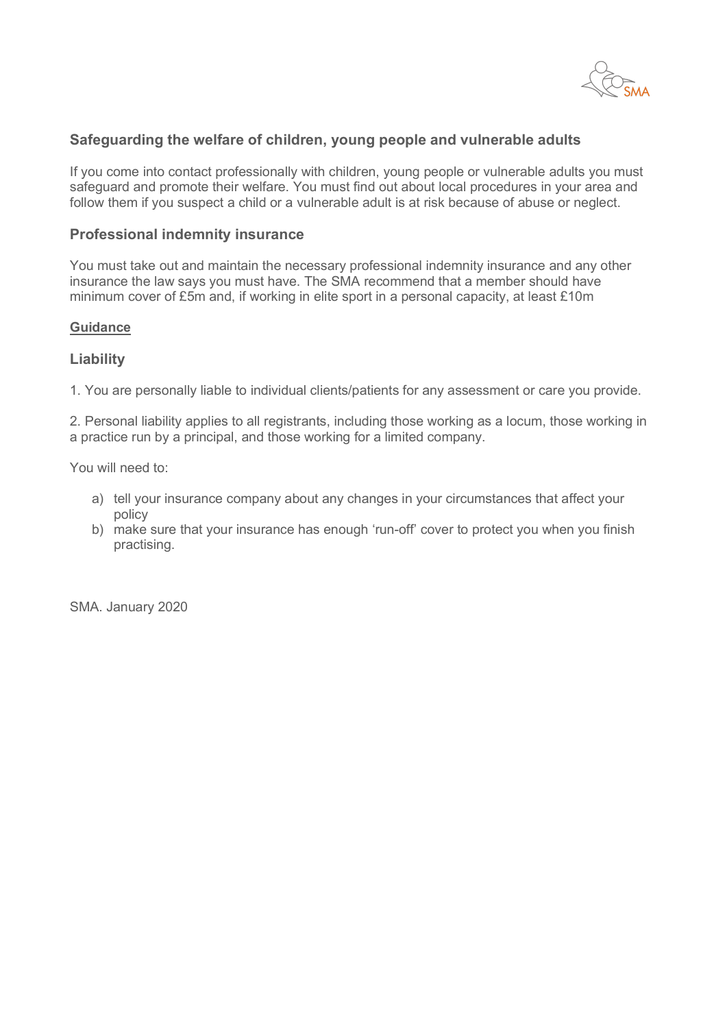## Safeguarding the welfare of children, young people and vulnerable adults

If you come into contact professionally with children, young people or vulnerable adults you must safeguard and promote their welfare. You must find out about local procedures in your area and follow them if you suspect a child or a vulnerable adult is at risk because of abuse or neglect.

## Professional indemnity insurance

You must take out and maintain the necessary professional indemnity insurance and any other insurance the law says you must have. The SMA recommend that a member should have minimum cover of £5m and, if working in elite sport in a personal capacity, at least £10m

**Guidance**

## Liability

1. You are personally liable to individual clients/patients for any assessment or care you provide.

2. Personal liability applies to all registrants, including those working as a locum, those working in a practice run by a principal, and those working for a limited company.

You will need to:

a) tell your insurance company about any changes in your circumstances that affect your policy
b) make sure that your insurance has enough 'run-off' cover to protect you when you finish practising.

SMA. January 2020